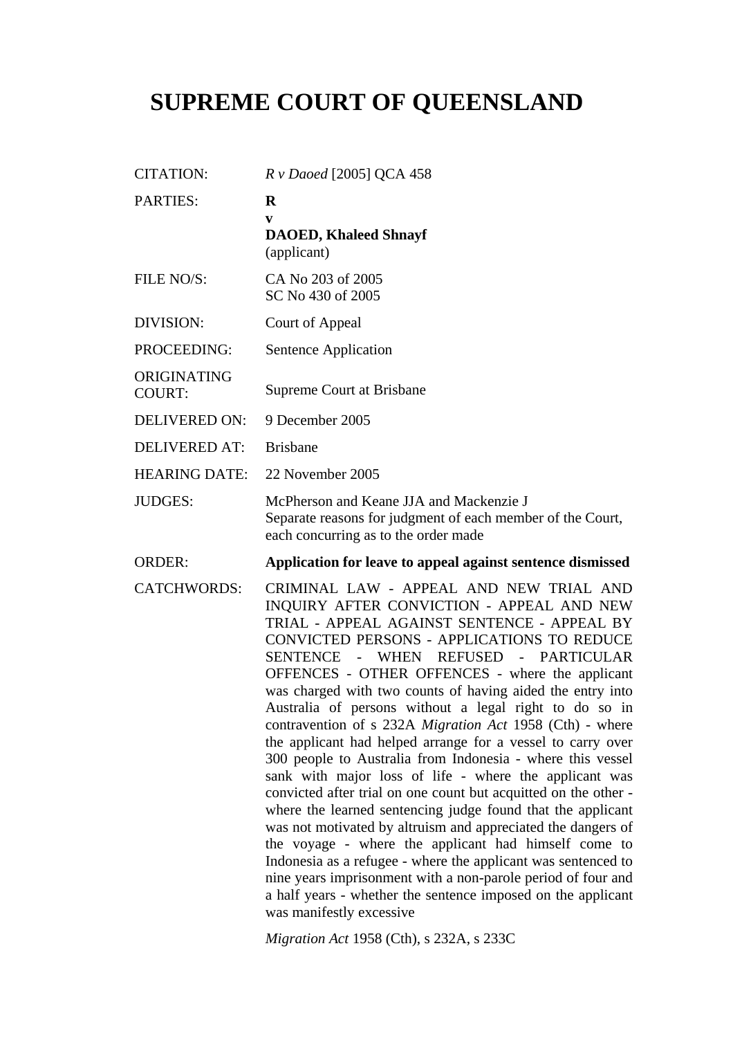# SUPREME COURT OF QUEENSLAND

| | |
|---|---|
| CITATION: | *R v Daoed* [2005] QCA 458 |
| PARTIES: | **R**<br>**v**<br>**DAOED, Khaleed Shnayf**<br>(applicant) |
| FILE NO/S: | CA No 203 of 2005<br>SC No 430 of 2005 |
| DIVISION: | Court of Appeal |
| PROCEEDING: | Sentence Application |
| ORIGINATING COURT: | Supreme Court at Brisbane |
| DELIVERED ON: | 9 December 2005 |
| DELIVERED AT: | Brisbane |
| HEARING DATE: | 22 November 2005 |
| JUDGES: | McPherson and Keane JJA and Mackenzie J<br>Separate reasons for judgment of each member of the Court, each concurring as to the order made |
| ORDER: | **Application for leave to appeal against sentence dismissed** |
| CATCHWORDS: | CRIMINAL LAW - APPEAL AND NEW TRIAL AND INQUIRY AFTER CONVICTION - APPEAL AND NEW TRIAL - APPEAL AGAINST SENTENCE - APPEAL BY CONVICTED PERSONS - APPLICATIONS TO REDUCE SENTENCE - WHEN REFUSED - PARTICULAR OFFENCES - OTHER OFFENCES - where the applicant was charged with two counts of having aided the entry into Australia of persons without a legal right to do so in contravention of s 232A *Migration Act* 1958 (Cth) - where the applicant had helped arrange for a vessel to carry over 300 people to Australia from Indonesia - where this vessel sank with major loss of life - where the applicant was convicted after trial on one count but acquitted on the other - where the learned sentencing judge found that the applicant was not motivated by altruism and appreciated the dangers of the voyage - where the applicant had himself come to Indonesia as a refugee - where the applicant was sentenced to nine years imprisonment with a non-parole period of four and a half years - whether the sentence imposed on the applicant was manifestly excessive<br><br>*Migration Act* 1958 (Cth), s 232A, s 233C |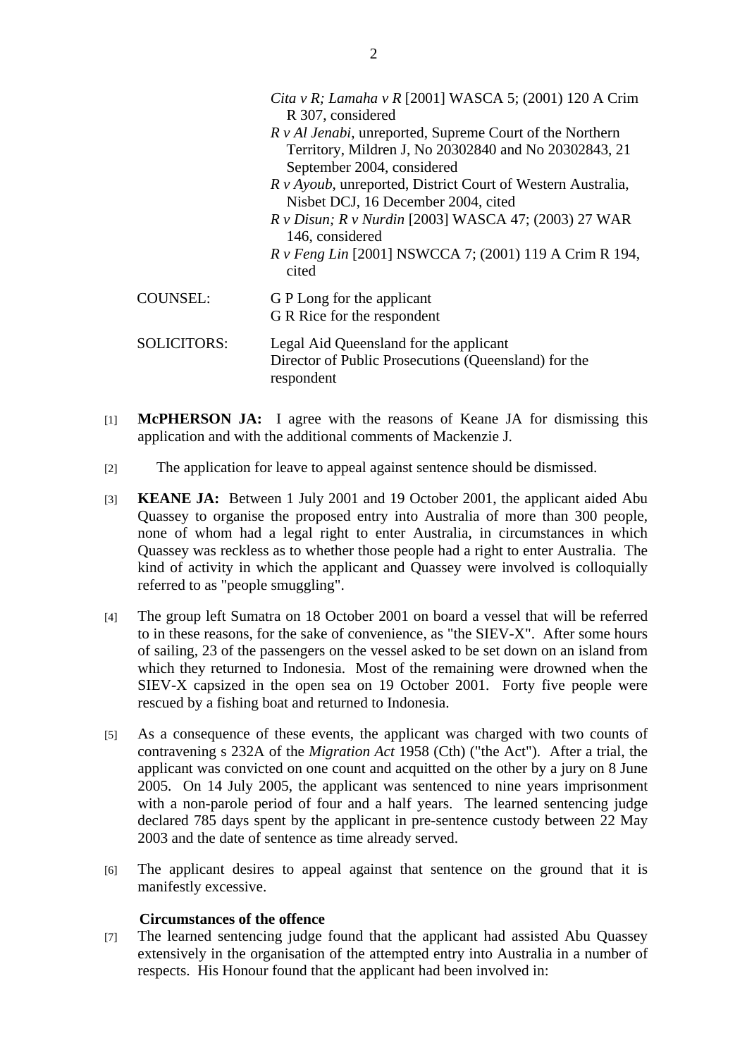*Cita v R; Lamaha v R* [2001] WASCA 5; (2001) 120 A Crim R 307, considered
*R v Al Jenabi*, unreported, Supreme Court of the Northern Territory, Mildren J, No 20302840 and No 20302843, 21 September 2004, considered
*R v Ayoub*, unreported, District Court of Western Australia, Nisbet DCJ, 16 December 2004, cited
*R v Disun; R v Nurdin* [2003] WASCA 47; (2003) 27 WAR 146, considered
*R v Feng Lin* [2001] NSWCCA 7; (2001) 119 A Crim R 194, cited

COUNSEL: G P Long for the applicant
G R Rice for the respondent

SOLICITORS: Legal Aid Queensland for the applicant
Director of Public Prosecutions (Queensland) for the respondent

[1] **McPHERSON JA:** I agree with the reasons of Keane JA for dismissing this application and with the additional comments of Mackenzie J.

[2] The application for leave to appeal against sentence should be dismissed.

[3] **KEANE JA:** Between 1 July 2001 and 19 October 2001, the applicant aided Abu Quassey to organise the proposed entry into Australia of more than 300 people, none of whom had a legal right to enter Australia, in circumstances in which Quassey was reckless as to whether those people had a right to enter Australia. The kind of activity in which the applicant and Quassey were involved is colloquially referred to as "people smuggling".

[4] The group left Sumatra on 18 October 2001 on board a vessel that will be referred to in these reasons, for the sake of convenience, as "the SIEV-X". After some hours of sailing, 23 of the passengers on the vessel asked to be set down on an island from which they returned to Indonesia. Most of the remaining were drowned when the SIEV-X capsized in the open sea on 19 October 2001. Forty five people were rescued by a fishing boat and returned to Indonesia.

[5] As a consequence of these events, the applicant was charged with two counts of contravening s 232A of the *Migration Act* 1958 (Cth) ("the Act"). After a trial, the applicant was convicted on one count and acquitted on the other by a jury on 8 June 2005. On 14 July 2005, the applicant was sentenced to nine years imprisonment with a non-parole period of four and a half years. The learned sentencing judge declared 785 days spent by the applicant in pre-sentence custody between 22 May 2003 and the date of sentence as time already served.

[6] The applicant desires to appeal against that sentence on the ground that it is manifestly excessive.

### Circumstances of the offence

[7] The learned sentencing judge found that the applicant had assisted Abu Quassey extensively in the organisation of the attempted entry into Australia in a number of respects. His Honour found that the applicant had been involved in: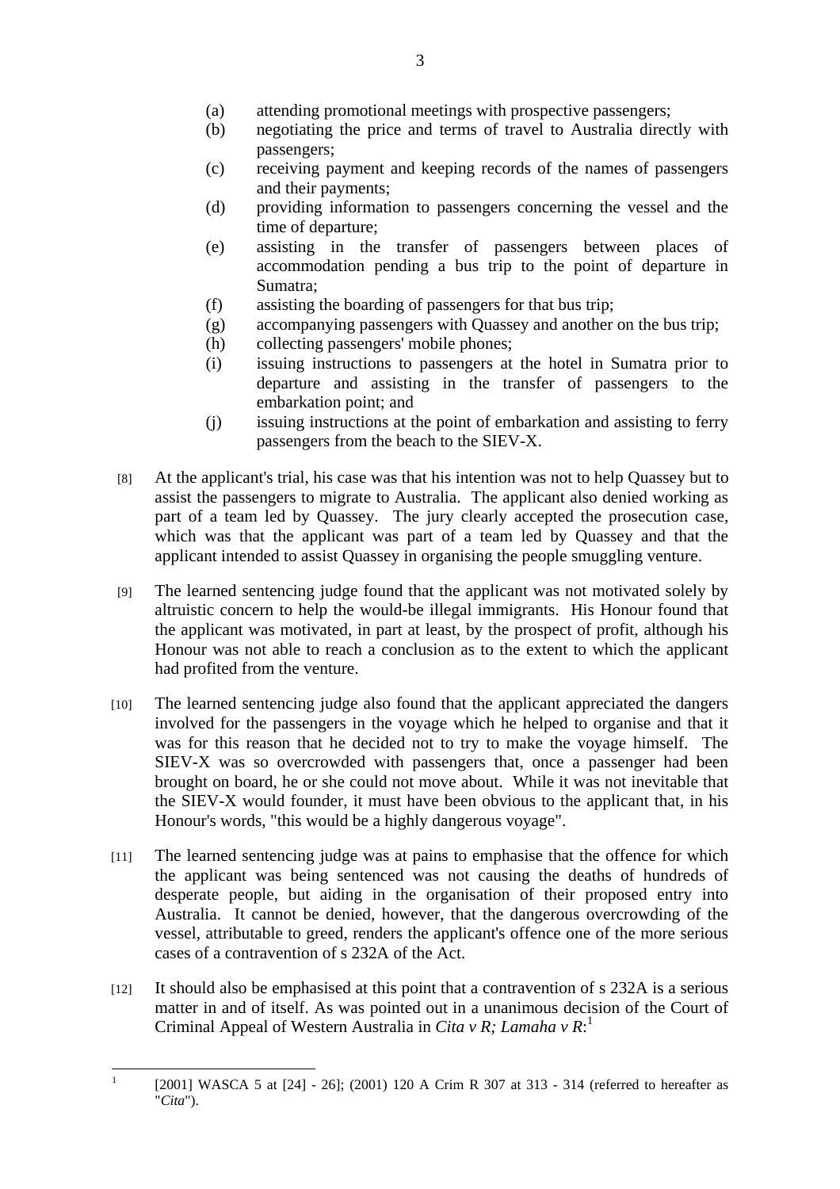(a) attending promotional meetings with prospective passengers;
(b) negotiating the price and terms of travel to Australia directly with passengers;
(c) receiving payment and keeping records of the names of passengers and their payments;
(d) providing information to passengers concerning the vessel and the time of departure;
(e) assisting in the transfer of passengers between places of accommodation pending a bus trip to the point of departure in Sumatra;
(f) assisting the boarding of passengers for that bus trip;
(g) accompanying passengers with Quassey and another on the bus trip;
(h) collecting passengers' mobile phones;
(i) issuing instructions to passengers at the hotel in Sumatra prior to departure and assisting in the transfer of passengers to the embarkation point; and
(j) issuing instructions at the point of embarkation and assisting to ferry passengers from the beach to the SIEV-X.

[8] At the applicant's trial, his case was that his intention was not to help Quassey but to assist the passengers to migrate to Australia. The applicant also denied working as part of a team led by Quassey. The jury clearly accepted the prosecution case, which was that the applicant was part of a team led by Quassey and that the applicant intended to assist Quassey in organising the people smuggling venture.

[9] The learned sentencing judge found that the applicant was not motivated solely by altruistic concern to help the would-be illegal immigrants. His Honour found that the applicant was motivated, in part at least, by the prospect of profit, although his Honour was not able to reach a conclusion as to the extent to which the applicant had profited from the venture.

[10] The learned sentencing judge also found that the applicant appreciated the dangers involved for the passengers in the voyage which he helped to organise and that it was for this reason that he decided not to try to make the voyage himself. The SIEV-X was so overcrowded with passengers that, once a passenger had been brought on board, he or she could not move about. While it was not inevitable that the SIEV-X would founder, it must have been obvious to the applicant that, in his Honour's words, "this would be a highly dangerous voyage".

[11] The learned sentencing judge was at pains to emphasise that the offence for which the applicant was being sentenced was not causing the deaths of hundreds of desperate people, but aiding in the organisation of their proposed entry into Australia. It cannot be denied, however, that the dangerous overcrowding of the vessel, attributable to greed, renders the applicant's offence one of the more serious cases of a contravention of s 232A of the Act.

[12] It should also be emphasised at this point that a contravention of s 232A is a serious matter in and of itself. As was pointed out in a unanimous decision of the Court of Criminal Appeal of Western Australia in *Cita v R; Lamaha v R*:[1]

[1] [2001] WASCA 5 at [24] - 26]; (2001) 120 A Crim R 307 at 313 - 314 (referred to hereafter as "*Cita*").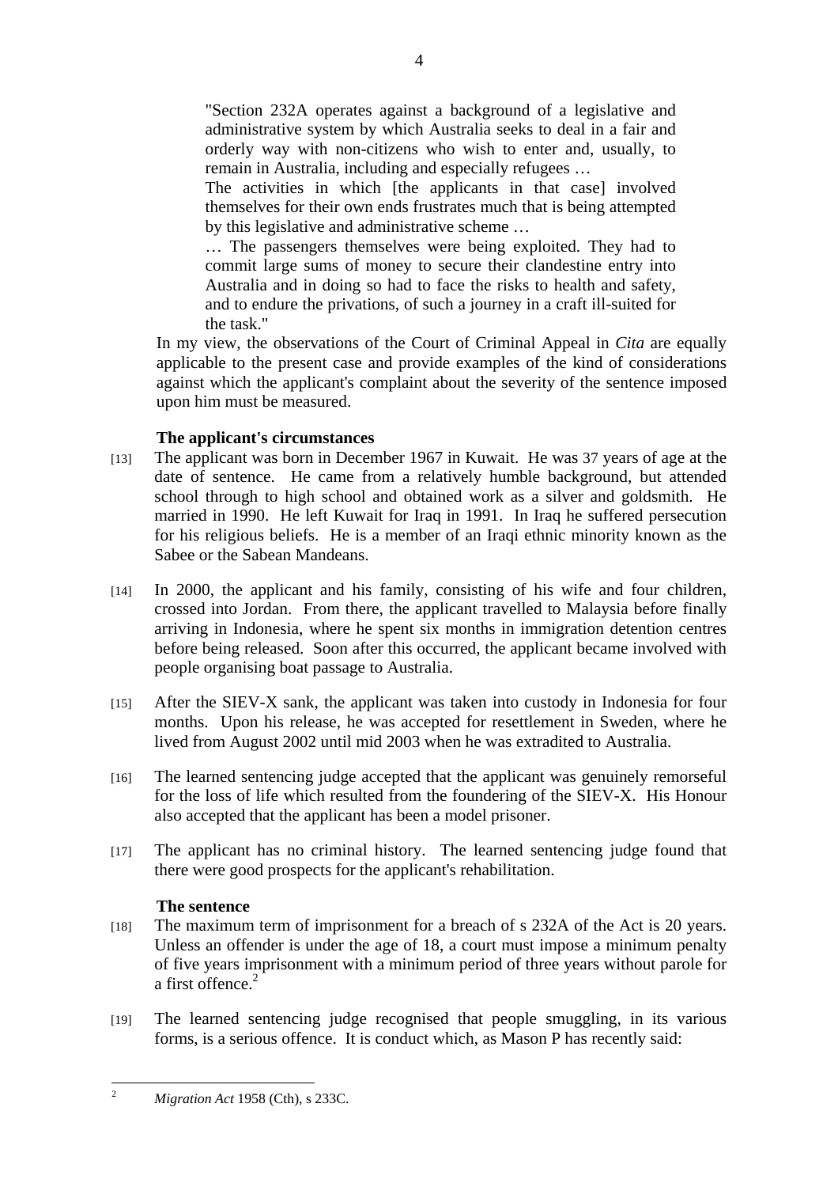> "Section 232A operates against a background of a legislative and administrative system by which Australia seeks to deal in a fair and orderly way with non-citizens who wish to enter and, usually, to remain in Australia, including and especially refugees …
>
> The activities in which [the applicants in that case] involved themselves for their own ends frustrates much that is being attempted by this legislative and administrative scheme …
>
> … The passengers themselves were being exploited. They had to commit large sums of money to secure their clandestine entry into Australia and in doing so had to face the risks to health and safety, and to endure the privations, of such a journey in a craft ill-suited for the task."

In my view, the observations of the Court of Criminal Appeal in *Cita* are equally applicable to the present case and provide examples of the kind of considerations against which the applicant's complaint about the severity of the sentence imposed upon him must be measured.

**The applicant's circumstances**

[13] The applicant was born in December 1967 in Kuwait. He was 37 years of age at the date of sentence. He came from a relatively humble background, but attended school through to high school and obtained work as a silver and goldsmith. He married in 1990. He left Kuwait for Iraq in 1991. In Iraq he suffered persecution for his religious beliefs. He is a member of an Iraqi ethnic minority known as the Sabee or the Sabean Mandeans.

[14] In 2000, the applicant and his family, consisting of his wife and four children, crossed into Jordan. From there, the applicant travelled to Malaysia before finally arriving in Indonesia, where he spent six months in immigration detention centres before being released. Soon after this occurred, the applicant became involved with people organising boat passage to Australia.

[15] After the SIEV-X sank, the applicant was taken into custody in Indonesia for four months. Upon his release, he was accepted for resettlement in Sweden, where he lived from August 2002 until mid 2003 when he was extradited to Australia.

[16] The learned sentencing judge accepted that the applicant was genuinely remorseful for the loss of life which resulted from the foundering of the SIEV-X. His Honour also accepted that the applicant has been a model prisoner.

[17] The applicant has no criminal history. The learned sentencing judge found that there were good prospects for the applicant's rehabilitation.

**The sentence**

[18] The maximum term of imprisonment for a breach of s 232A of the Act is 20 years. Unless an offender is under the age of 18, a court must impose a minimum penalty of five years imprisonment with a minimum period of three years without parole for a first offence.[2]

[19] The learned sentencing judge recognised that people smuggling, in its various forms, is a serious offence. It is conduct which, as Mason P has recently said:

---

[2] *Migration Act* 1958 (Cth), s 233C.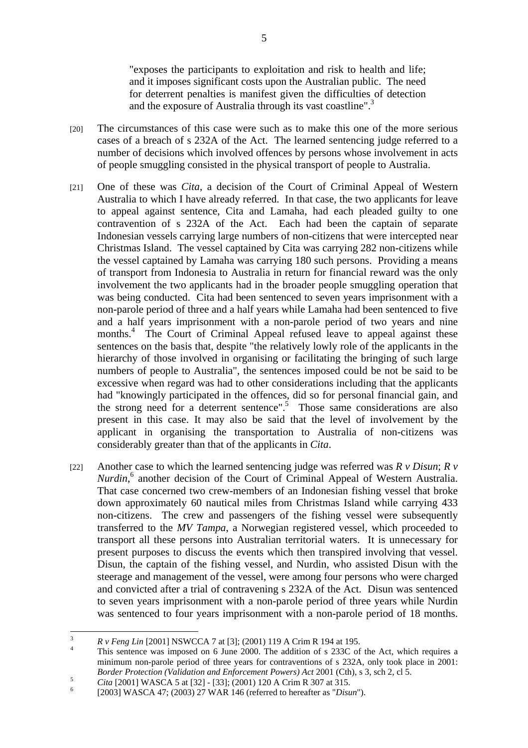> "exposes the participants to exploitation and risk to health and life; and it imposes significant costs upon the Australian public. The need for deterrent penalties is manifest given the difficulties of detection and the exposure of Australia through its vast coastline".[3]

[20] The circumstances of this case were such as to make this one of the more serious cases of a breach of s 232A of the Act. The learned sentencing judge referred to a number of decisions which involved offences by persons whose involvement in acts of people smuggling consisted in the physical transport of people to Australia.

[21] One of these was *Cita*, a decision of the Court of Criminal Appeal of Western Australia to which I have already referred. In that case, the two applicants for leave to appeal against sentence, Cita and Lamaha, had each pleaded guilty to one contravention of s 232A of the Act. Each had been the captain of separate Indonesian vessels carrying large numbers of non-citizens that were intercepted near Christmas Island. The vessel captained by Cita was carrying 282 non-citizens while the vessel captained by Lamaha was carrying 180 such persons. Providing a means of transport from Indonesia to Australia in return for financial reward was the only involvement the two applicants had in the broader people smuggling operation that was being conducted. Cita had been sentenced to seven years imprisonment with a non-parole period of three and a half years while Lamaha had been sentenced to five and a half years imprisonment with a non-parole period of two years and nine months.[4] The Court of Criminal Appeal refused leave to appeal against these sentences on the basis that, despite "the relatively lowly role of the applicants in the hierarchy of those involved in organising or facilitating the bringing of such large numbers of people to Australia", the sentences imposed could be not be said to be excessive when regard was had to other considerations including that the applicants had "knowingly participated in the offences, did so for personal financial gain, and the strong need for a deterrent sentence".[5] Those same considerations are also present in this case. It may also be said that the level of involvement by the applicant in organising the transportation to Australia of non-citizens was considerably greater than that of the applicants in *Cita*.

[22] Another case to which the learned sentencing judge was referred was *R v Disun*; *R v Nurdin*,[6] another decision of the Court of Criminal Appeal of Western Australia. That case concerned two crew-members of an Indonesian fishing vessel that broke down approximately 60 nautical miles from Christmas Island while carrying 433 non-citizens. The crew and passengers of the fishing vessel were subsequently transferred to the *MV Tampa*, a Norwegian registered vessel, which proceeded to transport all these persons into Australian territorial waters. It is unnecessary for present purposes to discuss the events which then transpired involving that vessel. Disun, the captain of the fishing vessel, and Nurdin, who assisted Disun with the steerage and management of the vessel, were among four persons who were charged and convicted after a trial of contravening s 232A of the Act. Disun was sentenced to seven years imprisonment with a non-parole period of three years while Nurdin was sentenced to four years imprisonment with a non-parole period of 18 months.

---

[3] *R v Feng Lin* [2001] NSWCCA 7 at [3]; (2001) 119 A Crim R 194 at 195.

[4] This sentence was imposed on 6 June 2000. The addition of s 233C of the Act, which requires a minimum non-parole period of three years for contraventions of s 232A, only took place in 2001: *Border Protection (Validation and Enforcement Powers) Act* 2001 (Cth), s 3, sch 2, cl 5.

[5] *Cita* [2001] WASCA 5 at [32] - [33]; (2001) 120 A Crim R 307 at 315.

[6] [2003] WASCA 47; (2003) 27 WAR 146 (referred to hereafter as "*Disun*").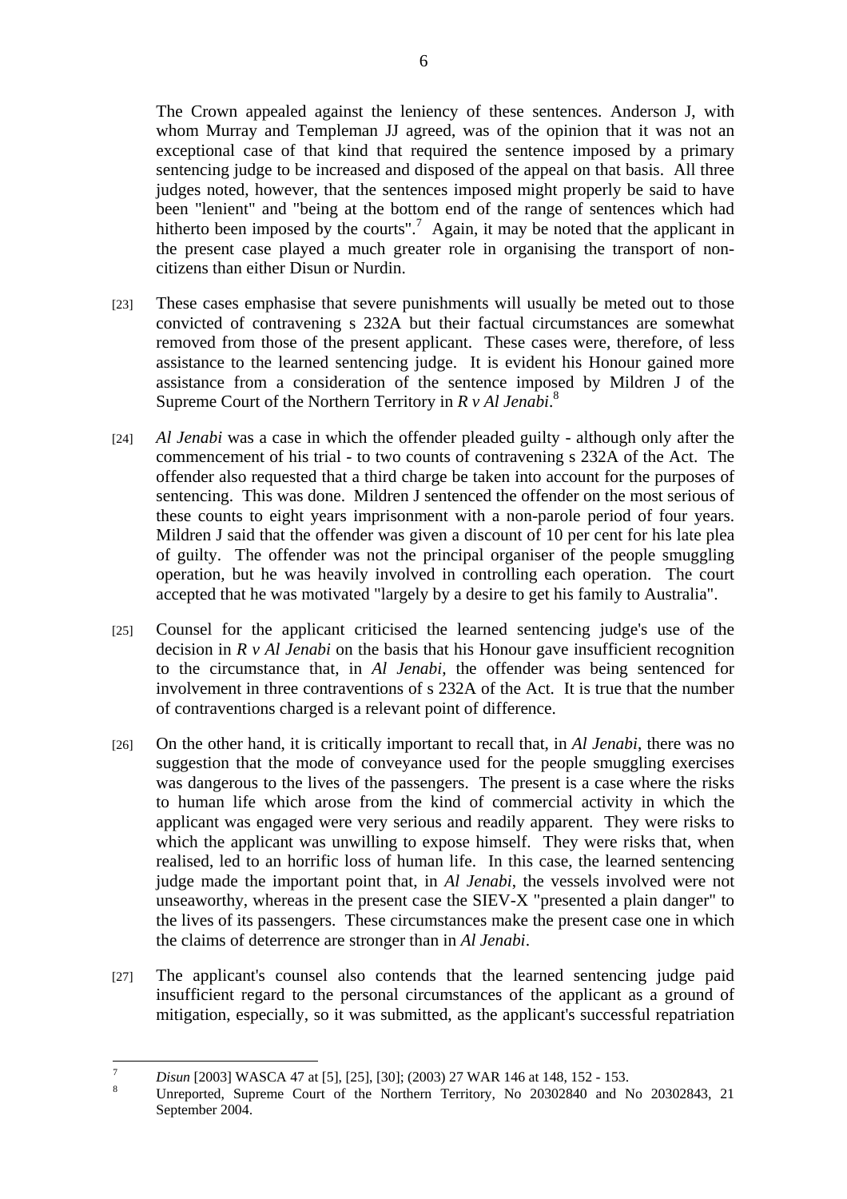The Crown appealed against the leniency of these sentences. Anderson J, with whom Murray and Templeman JJ agreed, was of the opinion that it was not an exceptional case of that kind that required the sentence imposed by a primary sentencing judge to be increased and disposed of the appeal on that basis. All three judges noted, however, that the sentences imposed might properly be said to have been "lenient" and "being at the bottom end of the range of sentences which had hitherto been imposed by the courts".[7] Again, it may be noted that the applicant in the present case played a much greater role in organising the transport of non-citizens than either Disun or Nurdin.

[23] These cases emphasise that severe punishments will usually be meted out to those convicted of contravening s 232A but their factual circumstances are somewhat removed from those of the present applicant. These cases were, therefore, of less assistance to the learned sentencing judge. It is evident his Honour gained more assistance from a consideration of the sentence imposed by Mildren J of the Supreme Court of the Northern Territory in *R v Al Jenabi*.[8]

[24] *Al Jenabi* was a case in which the offender pleaded guilty - although only after the commencement of his trial - to two counts of contravening s 232A of the Act. The offender also requested that a third charge be taken into account for the purposes of sentencing. This was done. Mildren J sentenced the offender on the most serious of these counts to eight years imprisonment with a non-parole period of four years. Mildren J said that the offender was given a discount of 10 per cent for his late plea of guilty. The offender was not the principal organiser of the people smuggling operation, but he was heavily involved in controlling each operation. The court accepted that he was motivated "largely by a desire to get his family to Australia".

[25] Counsel for the applicant criticised the learned sentencing judge's use of the decision in *R v Al Jenabi* on the basis that his Honour gave insufficient recognition to the circumstance that, in *Al Jenabi*, the offender was being sentenced for involvement in three contraventions of s 232A of the Act. It is true that the number of contraventions charged is a relevant point of difference.

[26] On the other hand, it is critically important to recall that, in *Al Jenabi*, there was no suggestion that the mode of conveyance used for the people smuggling exercises was dangerous to the lives of the passengers. The present is a case where the risks to human life which arose from the kind of commercial activity in which the applicant was engaged were very serious and readily apparent. They were risks to which the applicant was unwilling to expose himself. They were risks that, when realised, led to an horrific loss of human life. In this case, the learned sentencing judge made the important point that, in *Al Jenabi*, the vessels involved were not unseaworthy, whereas in the present case the SIEV-X "presented a plain danger" to the lives of its passengers. These circumstances make the present case one in which the claims of deterrence are stronger than in *Al Jenabi*.

[27] The applicant's counsel also contends that the learned sentencing judge paid insufficient regard to the personal circumstances of the applicant as a ground of mitigation, especially, so it was submitted, as the applicant's successful repatriation

---

[7] *Disun* [2003] WASCA 47 at [5], [25], [30]; (2003) 27 WAR 146 at 148, 152 - 153.

[8] Unreported, Supreme Court of the Northern Territory, No 20302840 and No 20302843, 21 September 2004.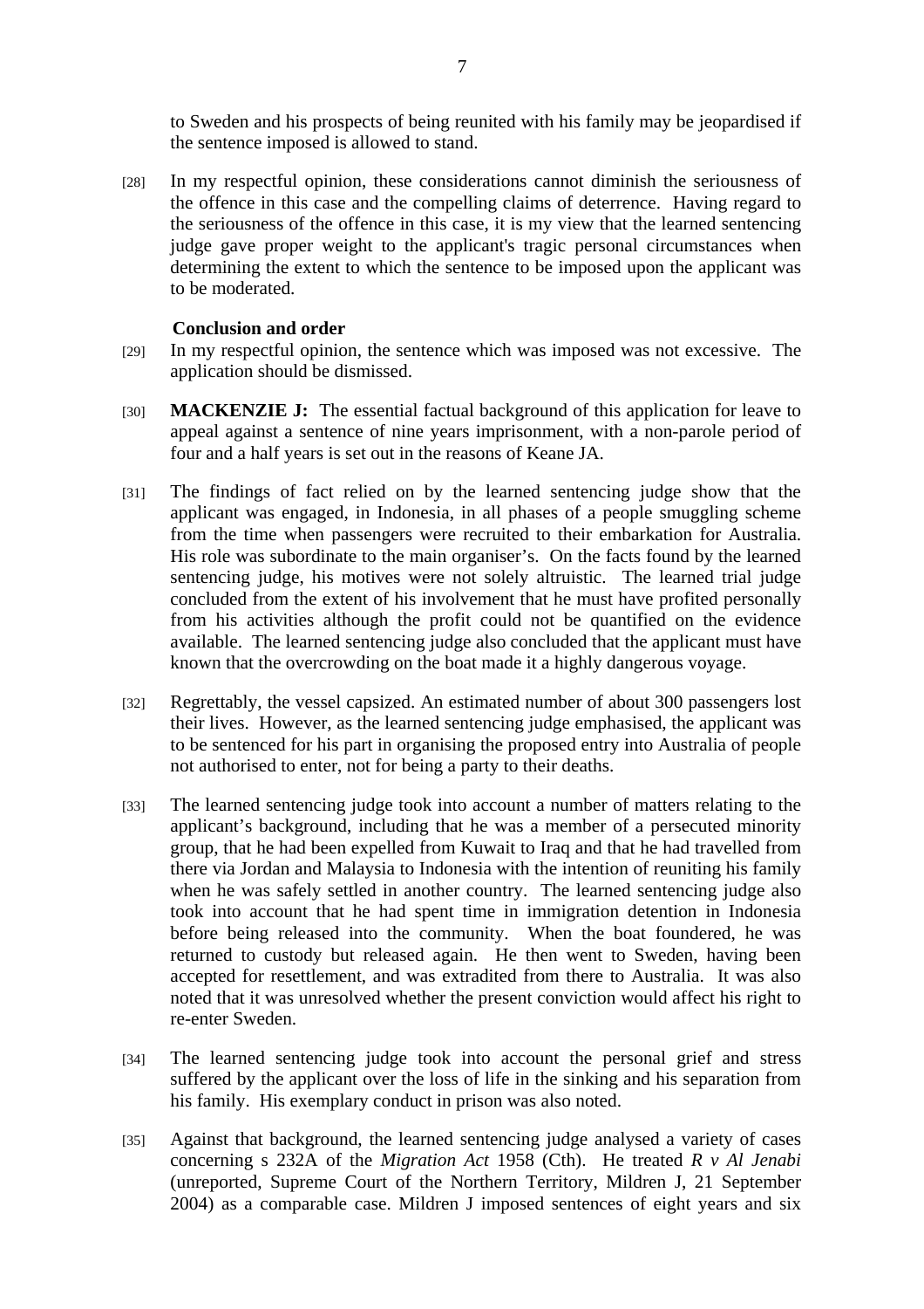to Sweden and his prospects of being reunited with his family may be jeopardised if the sentence imposed is allowed to stand.

[28] In my respectful opinion, these considerations cannot diminish the seriousness of the offence in this case and the compelling claims of deterrence. Having regard to the seriousness of the offence in this case, it is my view that the learned sentencing judge gave proper weight to the applicant's tragic personal circumstances when determining the extent to which the sentence to be imposed upon the applicant was to be moderated.

**Conclusion and order**

[29] In my respectful opinion, the sentence which was imposed was not excessive. The application should be dismissed.

[30] **MACKENZIE J:** The essential factual background of this application for leave to appeal against a sentence of nine years imprisonment, with a non-parole period of four and a half years is set out in the reasons of Keane JA.

[31] The findings of fact relied on by the learned sentencing judge show that the applicant was engaged, in Indonesia, in all phases of a people smuggling scheme from the time when passengers were recruited to their embarkation for Australia. His role was subordinate to the main organiser's. On the facts found by the learned sentencing judge, his motives were not solely altruistic. The learned trial judge concluded from the extent of his involvement that he must have profited personally from his activities although the profit could not be quantified on the evidence available. The learned sentencing judge also concluded that the applicant must have known that the overcrowding on the boat made it a highly dangerous voyage.

[32] Regrettably, the vessel capsized. An estimated number of about 300 passengers lost their lives. However, as the learned sentencing judge emphasised, the applicant was to be sentenced for his part in organising the proposed entry into Australia of people not authorised to enter, not for being a party to their deaths.

[33] The learned sentencing judge took into account a number of matters relating to the applicant's background, including that he was a member of a persecuted minority group, that he had been expelled from Kuwait to Iraq and that he had travelled from there via Jordan and Malaysia to Indonesia with the intention of reuniting his family when he was safely settled in another country. The learned sentencing judge also took into account that he had spent time in immigration detention in Indonesia before being released into the community. When the boat foundered, he was returned to custody but released again. He then went to Sweden, having been accepted for resettlement, and was extradited from there to Australia. It was also noted that it was unresolved whether the present conviction would affect his right to re-enter Sweden.

[34] The learned sentencing judge took into account the personal grief and stress suffered by the applicant over the loss of life in the sinking and his separation from his family. His exemplary conduct in prison was also noted.

[35] Against that background, the learned sentencing judge analysed a variety of cases concerning s 232A of the *Migration Act* 1958 (Cth). He treated *R v Al Jenabi* (unreported, Supreme Court of the Northern Territory, Mildren J, 21 September 2004) as a comparable case. Mildren J imposed sentences of eight years and six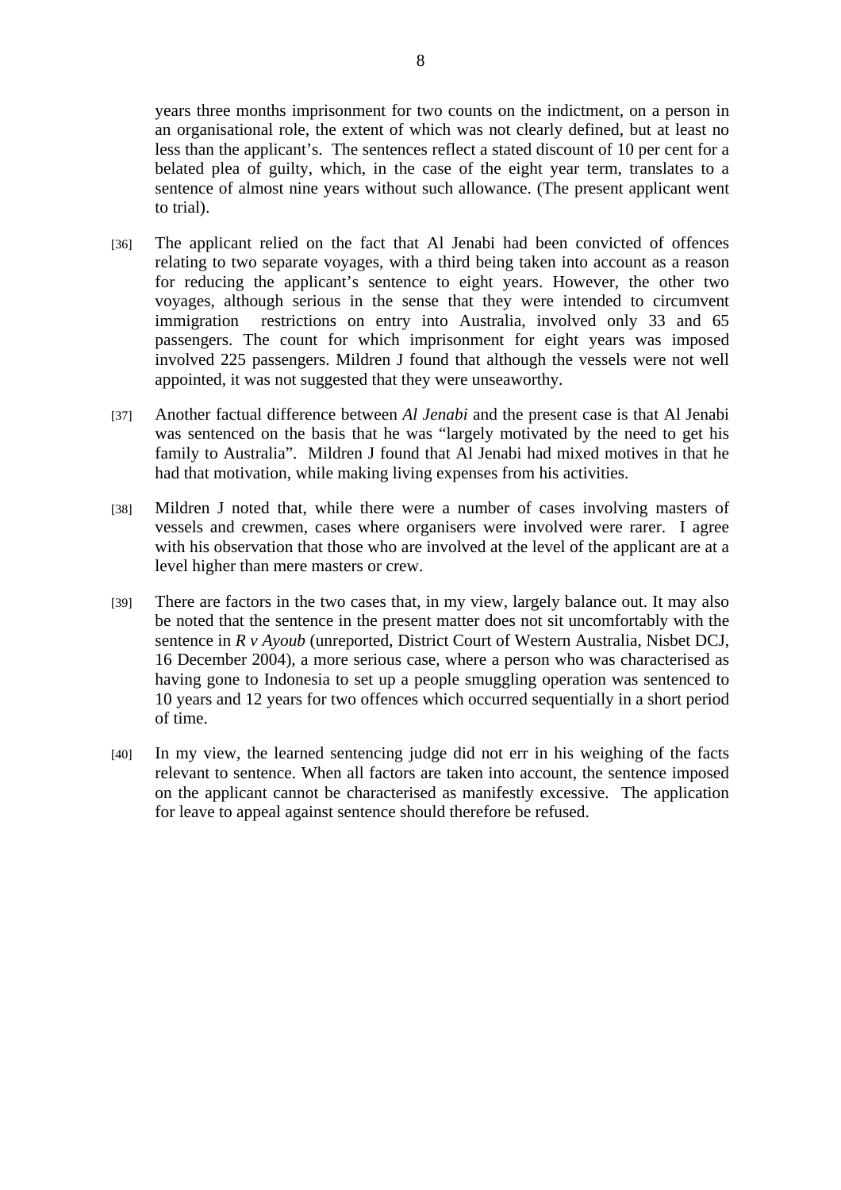years three months imprisonment for two counts on the indictment, on a person in an organisational role, the extent of which was not clearly defined, but at least no less than the applicant's. The sentences reflect a stated discount of 10 per cent for a belated plea of guilty, which, in the case of the eight year term, translates to a sentence of almost nine years without such allowance. (The present applicant went to trial).

[36] The applicant relied on the fact that Al Jenabi had been convicted of offences relating to two separate voyages, with a third being taken into account as a reason for reducing the applicant's sentence to eight years. However, the other two voyages, although serious in the sense that they were intended to circumvent immigration restrictions on entry into Australia, involved only 33 and 65 passengers. The count for which imprisonment for eight years was imposed involved 225 passengers. Mildren J found that although the vessels were not well appointed, it was not suggested that they were unseaworthy.

[37] Another factual difference between *Al Jenabi* and the present case is that Al Jenabi was sentenced on the basis that he was "largely motivated by the need to get his family to Australia". Mildren J found that Al Jenabi had mixed motives in that he had that motivation, while making living expenses from his activities.

[38] Mildren J noted that, while there were a number of cases involving masters of vessels and crewmen, cases where organisers were involved were rarer. I agree with his observation that those who are involved at the level of the applicant are at a level higher than mere masters or crew.

[39] There are factors in the two cases that, in my view, largely balance out. It may also be noted that the sentence in the present matter does not sit uncomfortably with the sentence in *R v Ayoub* (unreported, District Court of Western Australia, Nisbet DCJ, 16 December 2004), a more serious case, where a person who was characterised as having gone to Indonesia to set up a people smuggling operation was sentenced to 10 years and 12 years for two offences which occurred sequentially in a short period of time.

[40] In my view, the learned sentencing judge did not err in his weighing of the facts relevant to sentence. When all factors are taken into account, the sentence imposed on the applicant cannot be characterised as manifestly excessive. The application for leave to appeal against sentence should therefore be refused.